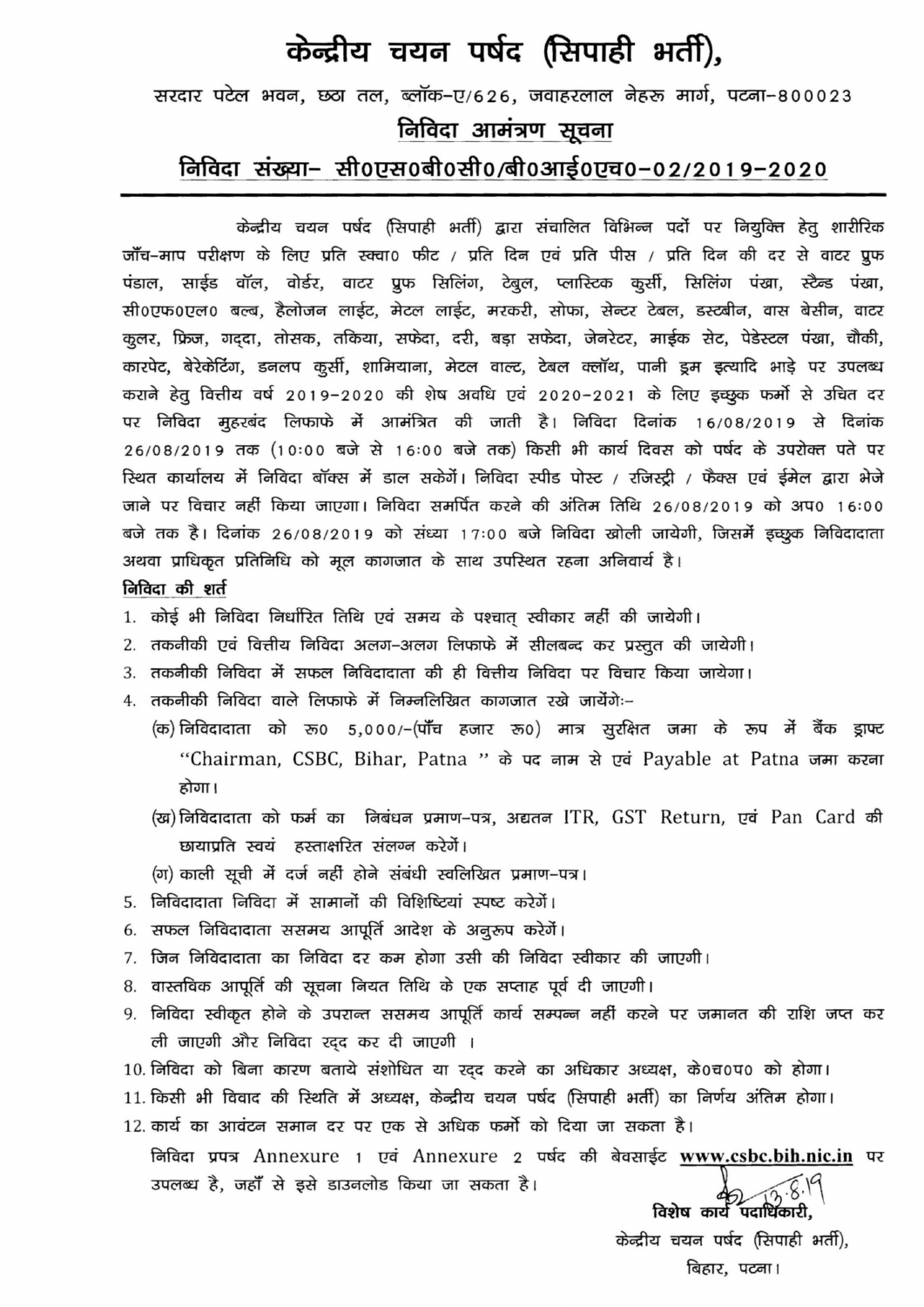# केन्द्रीय चयन पर्षद (सिपाही भर्ती),

सरदार पटेल भवन, छठा तल, ब्लॉक-ए/626, जवाहरलाल नेहरू मार्ग, पटना-800023

## निविदा आमंत्रण सूचना

## निविदा संख्या- सी0एस0बी0सी0/बी0आई0एच0-02/2019-2020

केन्द्रीय चयन पर्षद (सिपाही भर्ती) द्वारा संचालित विभिन्न पदों पर नियुक्ति हेतु शारीरिक जाँच-माप परीक्षण के लिए प्रति स्क्वा0 फीट / प्रति दिन एवं प्रति पीस / प्रति दिन की दर से वाटर प्रुफ पंडाल, साईड वॉल, वोर्डर, वाटर प्रुफ सिलिंग, टेबुल, प्लास्टिक कुर्सी, सिलिंग पंखा, स्टैन्ड पंखा, सी0एफ0एल0 बल्ब, हैलोजन लाईट, मेटल लाईट, मरकरी, सोफा, सेन्टर टेबल, डस्टबीन, वास बेसीन, वाटर कुलर, फ्रिज, गद्दा, तोसक, तकिया, सफेदा, दरी, बड़ा सफेदा, जेनरेटर, माईक सेट, पेडेस्टल पंखा, चौकी, कारपेट, बेरेकेटिंग, डनलप कुर्सी, शामियाना, मेटल वाल्ट, टेबल क्लॉथ, पानी ड्रम इत्यादि भाड़े पर उपलब्ध कराने हेतु वित्तीय वर्ष 2019-2020 की शेष अवधि एवं 2020-2021 के लिए इच्छुक फर्मो से उचित दर पर निविदा मुहरबंद लिफाफे में आमंत्रित की जाती है। निविदा दिनांक 16/08/2019 से दिनांक 26/08/2019 तक (10:00 बजे से 16:00 बजे तक) किसी भी कार्य दिवस को पर्षद के उपरोक्त पते पर स्थित कार्यालय में निविदा बॉक्स में डाल सकेगें। निविदा स्पीड पोस्ट / रजिस्ट्री / फैक्स एवं ईमेल द्वारा भेजे जाने पर विचार नहीं किया जाएगा। निविदा समर्पित करने की अंतिम तिथि 26/08/2019 को अप0 16:00 बजे तक है। दिनांक 26/08/2019 को संध्या 17:00 बजे निविदा खोली जायेगी, जिसमें इच्छुक निविदादाता अथवा प्राधिकृत प्रतिनिधि को मूल कागजात के साथ उपस्थित रहना अनिवार्य है।

**निविदा की शर्त**

1. कोई भी निविदा निर्धारित तिथि एवं समय के पश्चात् स्वीकार नहीं की जायेगी।
2. तकनीकी एवं वित्तीय निविदा अलग-अलग लिफाफे में सीलबन्द कर प्रस्तुत की जायेगी।
3. तकनीकी निविदा में सफल निविदादाता की ही वित्तीय निविदा पर विचार किया जायेगा।
4. तकनीकी निविदा वाले लिफाफे में निम्नलिखित कागजात रखे जायेंगेः-
   - (क) निविदादाता को रू0 5,000/-(पाँच हजार रू0) मात्र सुरक्षित जमा के रूप में बैंक ड्राफ्ट "Chairman, CSBC, Bihar, Patna " के पद नाम से एवं Payable at Patna जमा करना होगा।
   - (ख) निविदादाता को फर्म का निबंधन प्रमाण-पत्र, अद्यतन ITR, GST Return, एवं Pan Card की छायाप्रति स्वयं हस्ताक्षरित संलग्न करेगें।
   - (ग) काली सूची में दर्ज नहीं होने संबंधी स्वलिखित प्रमाण-पत्र।
5. निविदादाता निविदा में सामानों की विशिष्टियां स्पष्ट करेगें।
6. सफल निविदादाता ससमय आपूर्ति आदेश के अनुरूप करेगें।
7. जिन निविदादाता का निविदा दर कम होगा उसी की निविदा स्वीकार की जाएगी।
8. वास्तविक आपूर्ति की सूचना नियत तिथि के एक सप्ताह पूर्व दी जाएगी।
9. निविदा स्वीकृत होने के उपरान्त ससमय आपूर्ति कार्य सम्पन्न नहीं करने पर जमानत की राशि जप्त कर ली जाएगी और निविदा रद्द कर दी जाएगी ।
10. निविदा को बिना कारण बताये संशोधित या रद्द करने का अधिकार अध्यक्ष, के0च0प0 को होगा।
11. किसी भी विवाद की स्थिति में अध्यक्ष, केन्द्रीय चयन पर्षद (सिपाही भर्ती) का निर्णय अंतिम होगा।
12. कार्य का आवंटन समान दर पर एक से अधिक फर्मो को दिया जा सकता है।

निविदा प्रपत्र Annexure 1 एवं Annexure 2 पर्षद की बेवसाईट **www.csbc.bih.nic.in** पर उपलब्ध है, जहाँ से इसे डाउनलोड किया जा सकता है।

13.8.19

विशेष कार्य पदाधिकारी,
केन्द्रीय चयन पर्षद (सिपाही भर्ती),
बिहार, पटना।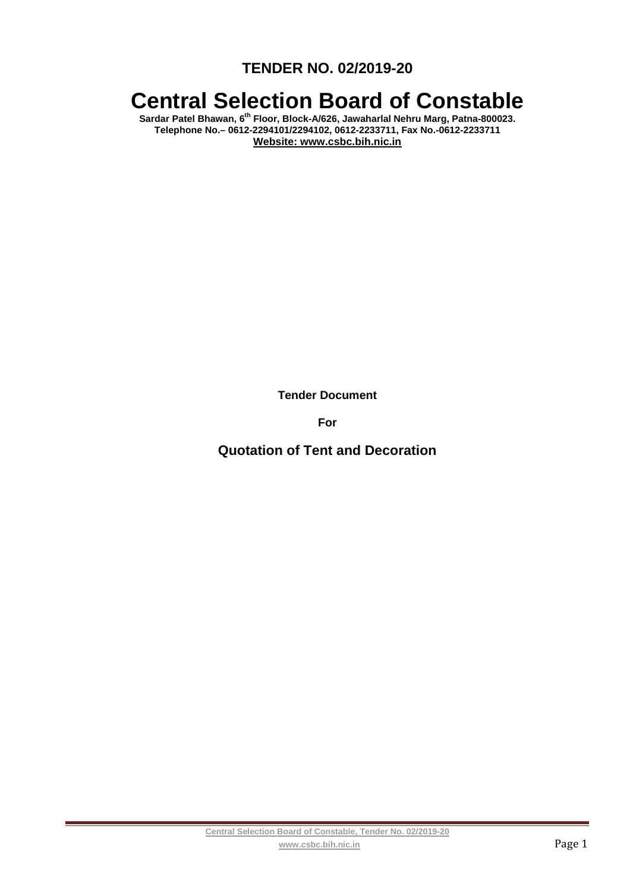**TENDER NO. 02/2019-20**

# Central Selection Board of Constable

**Sardar Patel Bhawan, 6th Floor, Block-A/626, Jawaharlal Nehru Marg, Patna-800023.**
**Telephone No.– 0612-2294101/2294102, 0612-2233711, Fax No.-0612-2233711**
**Website: www.csbc.bih.nic.in**

**Tender Document**

**For**

## Quotation of Tent and Decoration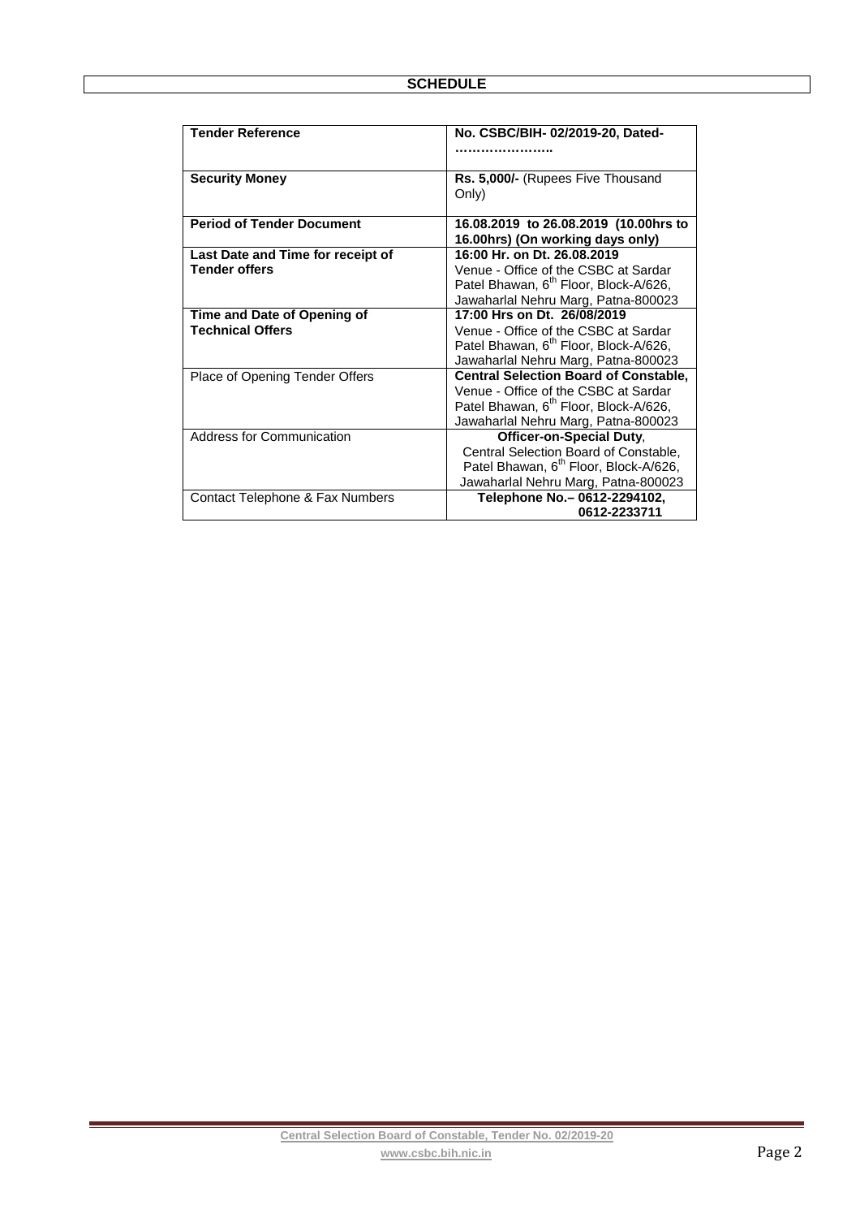# SCHEDULE

| **Tender Reference** | **No. CSBC/BIH- 02/2019-20, Dated- …………………..** |
|---|---|
| **Security Money** | **Rs. 5,000/-** (Rupees Five Thousand Only) |
| **Period of Tender Document** | **16.08.2019 to 26.08.2019 (10.00hrs to 16.00hrs) (On working days only)** |
| **Last Date and Time for receipt of Tender offers** | **16:00 Hr. on Dt. 26.08.2019** Venue - Office of the CSBC at Sardar Patel Bhawan, 6th Floor, Block-A/626, Jawaharlal Nehru Marg, Patna-800023 |
| **Time and Date of Opening of Technical Offers** | **17:00 Hrs on Dt. 26/08/2019** Venue - Office of the CSBC at Sardar Patel Bhawan, 6th Floor, Block-A/626, Jawaharlal Nehru Marg, Patna-800023 |
| Place of Opening Tender Offers | **Central Selection Board of Constable,** Venue - Office of the CSBC at Sardar Patel Bhawan, 6th Floor, Block-A/626, Jawaharlal Nehru Marg, Patna-800023 |
| Address for Communication | **Officer-on-Special Duty**, Central Selection Board of Constable, Patel Bhawan, 6th Floor, Block-A/626, Jawaharlal Nehru Marg, Patna-800023 |
| Contact Telephone & Fax Numbers | **Telephone No.– 0612-2294102, 0612-2233711** |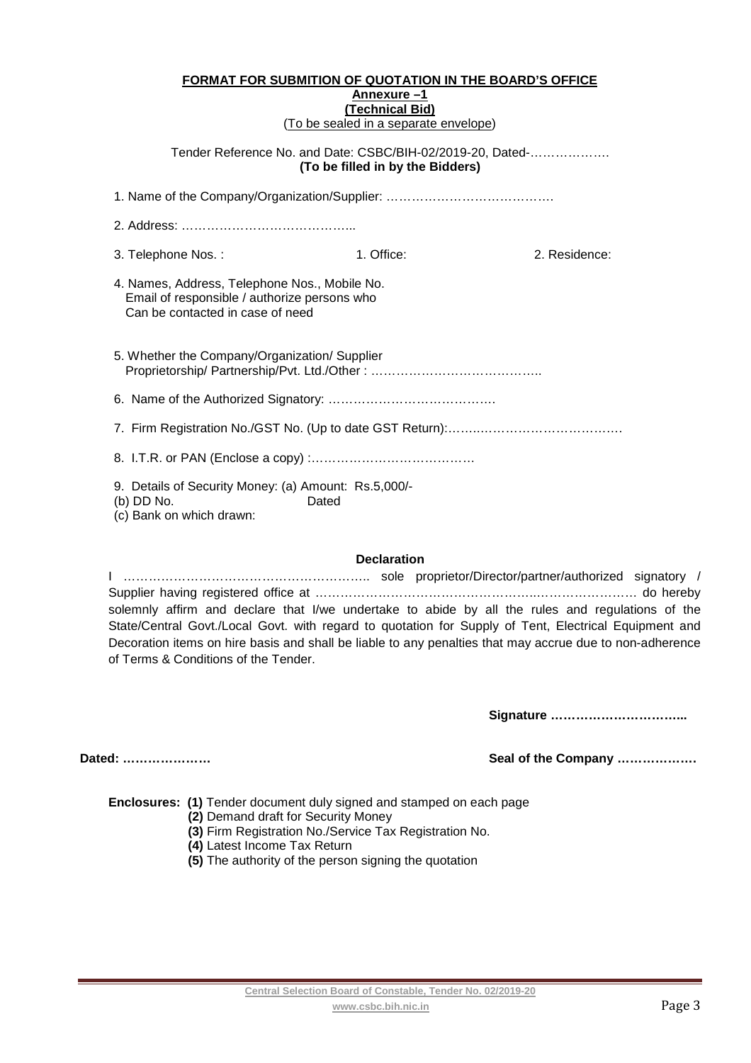**FORMAT FOR SUBMITION OF QUOTATION IN THE BOARD'S OFFICE**

**Annexure –1**

**(Technical Bid)**

(To be sealed in a separate envelope)

Tender Reference No. and Date: CSBC/BIH-02/2019-20, Dated-……………….

**(To be filled in by the Bidders)**

1. Name of the Company/Organization/Supplier: ………………………………….

2. Address: …………………………………..

3. Telephone Nos. : 1. Office: 2. Residence:

4. Names, Address, Telephone Nos., Mobile No. Email of responsible / authorize persons who Can be contacted in case of need

5. Whether the Company/Organization/ Supplier Proprietorship/ Partnership/Pvt. Ltd./Other : …………………………………..

6. Name of the Authorized Signatory: ………………………………….

7. Firm Registration No./GST No. (Up to date GST Return):……..……………………………

8. I.T.R. or PAN (Enclose a copy) :…………………………………

9. Details of Security Money: (a) Amount: Rs.5,000/-
(b) DD No. Dated
(c) Bank on which drawn:

**Declaration**

I ………………………………………………….. sole proprietor/Director/partner/authorized signatory / Supplier having registered office at …………………………………………….………………… do hereby solemnly affirm and declare that I/we undertake to abide by all the rules and regulations of the State/Central Govt./Local Govt. with regard to quotation for Supply of Tent, Electrical Equipment and Decoration items on hire basis and shall be liable to any penalties that may accrue due to non-adherence of Terms & Conditions of the Tender.

**Signature …………………………...**

**Dated: …………………** **Seal of the Company ……………….**

**Enclosures:** **(1)** Tender document duly signed and stamped on each page
**(2)** Demand draft for Security Money
**(3)** Firm Registration No./Service Tax Registration No.
**(4)** Latest Income Tax Return
**(5)** The authority of the person signing the quotation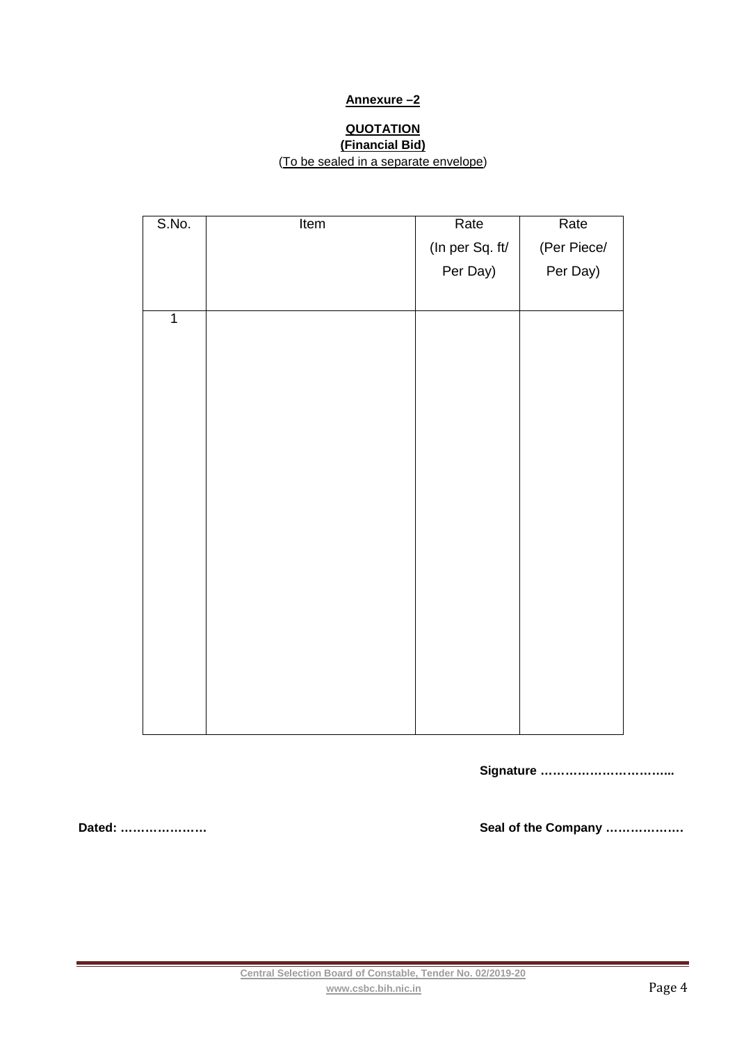**Annexure –2**

**QUOTATION**

**(Financial Bid)**

(To be sealed in a separate envelope)

| S.No. | Item | Rate (In per Sq. ft/ Per Day) | Rate (Per Piece/ Per Day) |
|---|---|---|---|
| 1 | | | |

**Signature …………………………...**

**Dated: …………………**

**Seal of the Company ………………**